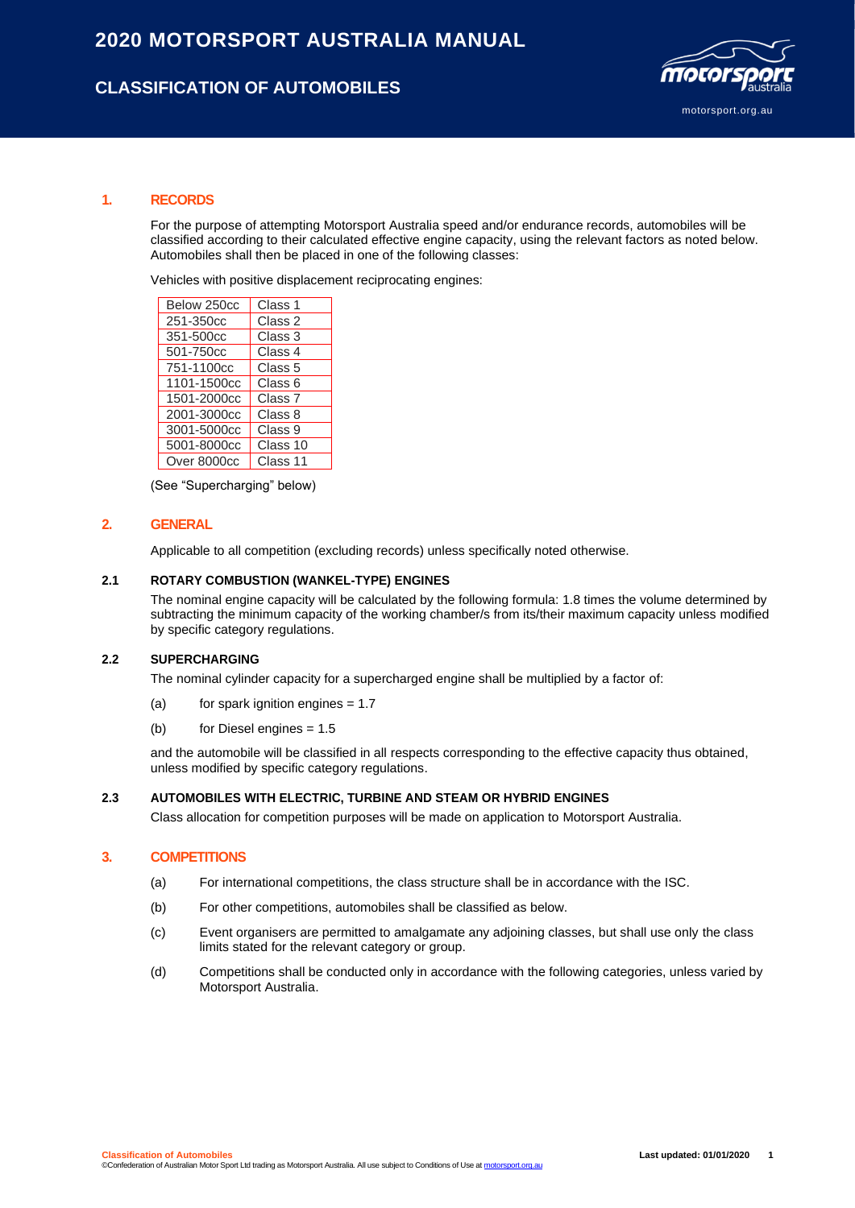# 2020 MOTORSPORT AUSTRALIA MANUAL

## CLASSIFICATION OF AUTOMOBILES

## 1. RECORDS

For the purpose of attempting Motorsport Australia speed and/or endurance records, automobiles will be classified according to their calculated effective engine capacity, using the relevant factors as noted below. Automobiles shall then be placed in one of the following classes:

Vehicles with positive displacement reciprocating engines:

| Capacity | Class |
|---|---|
| Below 250cc | Class 1 |
| 251-350cc | Class 2 |
| 351-500cc | Class 3 |
| 501-750cc | Class 4 |
| 751-1100cc | Class 5 |
| 1101-1500cc | Class 6 |
| 1501-2000cc | Class 7 |
| 2001-3000cc | Class 8 |
| 3001-5000cc | Class 9 |
| 5001-8000cc | Class 10 |
| Over 8000cc | Class 11 |

(See "Supercharging" below)

## 2. GENERAL

Applicable to all competition (excluding records) unless specifically noted otherwise.

### 2.1 ROTARY COMBUSTION (WANKEL-TYPE) ENGINES

The nominal engine capacity will be calculated by the following formula: 1.8 times the volume determined by subtracting the minimum capacity of the working chamber/s from its/their maximum capacity unless modified by specific category regulations.

### 2.2 SUPERCHARGING

The nominal cylinder capacity for a supercharged engine shall be multiplied by a factor of:

(a) for spark ignition engines = 1.7

(b) for Diesel engines = 1.5

and the automobile will be classified in all respects corresponding to the effective capacity thus obtained, unless modified by specific category regulations.

### 2.3 AUTOMOBILES WITH ELECTRIC, TURBINE AND STEAM OR HYBRID ENGINES

Class allocation for competition purposes will be made on application to Motorsport Australia.

## 3. COMPETITIONS

(a) For international competitions, the class structure shall be in accordance with the ISC.

(b) For other competitions, automobiles shall be classified as below.

(c) Event organisers are permitted to amalgamate any adjoining classes, but shall use only the class limits stated for the relevant category or group.

(d) Competitions shall be conducted only in accordance with the following categories, unless varied by Motorsport Australia.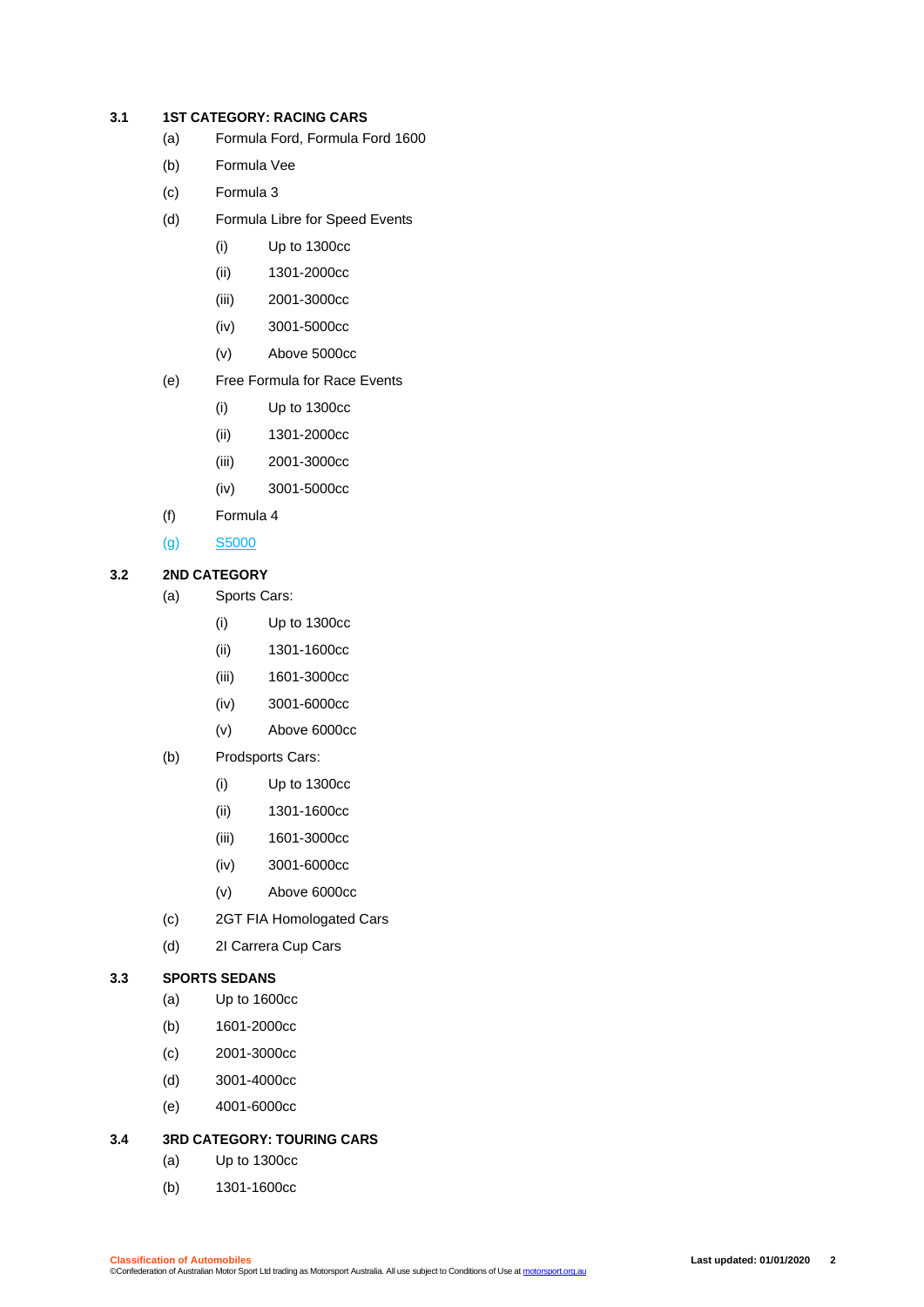### 3.1 1ST CATEGORY: RACING CARS

(a) Formula Ford, Formula Ford 1600

(b) Formula Vee

(c) Formula 3

(d) Formula Libre for Speed Events

- (i) Up to 1300cc
- (ii) 1301-2000cc
- (iii) 2001-3000cc
- (iv) 3001-5000cc
- (v) Above 5000cc

(e) Free Formula for Race Events

- (i) Up to 1300cc
- (ii) 1301-2000cc
- (iii) 2001-3000cc
- (iv) 3001-5000cc

(f) Formula 4

(g) S5000

### 3.2 2ND CATEGORY

(a) Sports Cars:

- (i) Up to 1300cc
- (ii) 1301-1600cc
- (iii) 1601-3000cc
- (iv) 3001-6000cc
- (v) Above 6000cc

(b) Prodsports Cars:

- (i) Up to 1300cc
- (ii) 1301-1600cc
- (iii) 1601-3000cc
- (iv) 3001-6000cc
- (v) Above 6000cc

(c) 2GT FIA Homologated Cars

(d) 2I Carrera Cup Cars

### 3.3 SPORTS SEDANS

(a) Up to 1600cc

(b) 1601-2000cc

(c) 2001-3000cc

(d) 3001-4000cc

(e) 4001-6000cc

### 3.4 3RD CATEGORY: TOURING CARS

(a) Up to 1300cc

(b) 1301-1600cc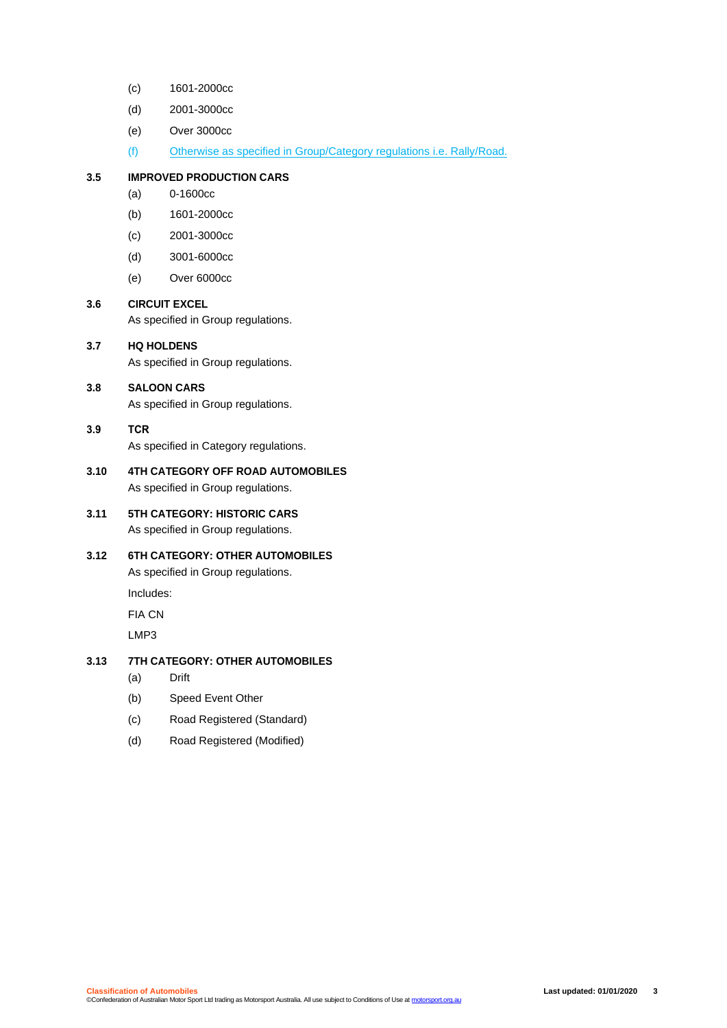(c) 1601-2000cc

(d) 2001-3000cc

(e) Over 3000cc

(f) Otherwise as specified in Group/Category regulations i.e. Rally/Road.

### 3.5 IMPROVED PRODUCTION CARS

(a) 0-1600cc

(b) 1601-2000cc

(c) 2001-3000cc

(d) 3001-6000cc

(e) Over 6000cc

### 3.6 CIRCUIT EXCEL

As specified in Group regulations.

### 3.7 HQ HOLDENS

As specified in Group regulations.

### 3.8 SALOON CARS

As specified in Group regulations.

### 3.9 TCR

As specified in Category regulations.

### 3.10 4TH CATEGORY OFF ROAD AUTOMOBILES

As specified in Group regulations.

### 3.11 5TH CATEGORY: HISTORIC CARS

As specified in Group regulations.

### 3.12 6TH CATEGORY: OTHER AUTOMOBILES

As specified in Group regulations.

Includes:

FIA CN

LMP3

### 3.13 7TH CATEGORY: OTHER AUTOMOBILES

(a) Drift

(b) Speed Event Other

(c) Road Registered (Standard)

(d) Road Registered (Modified)